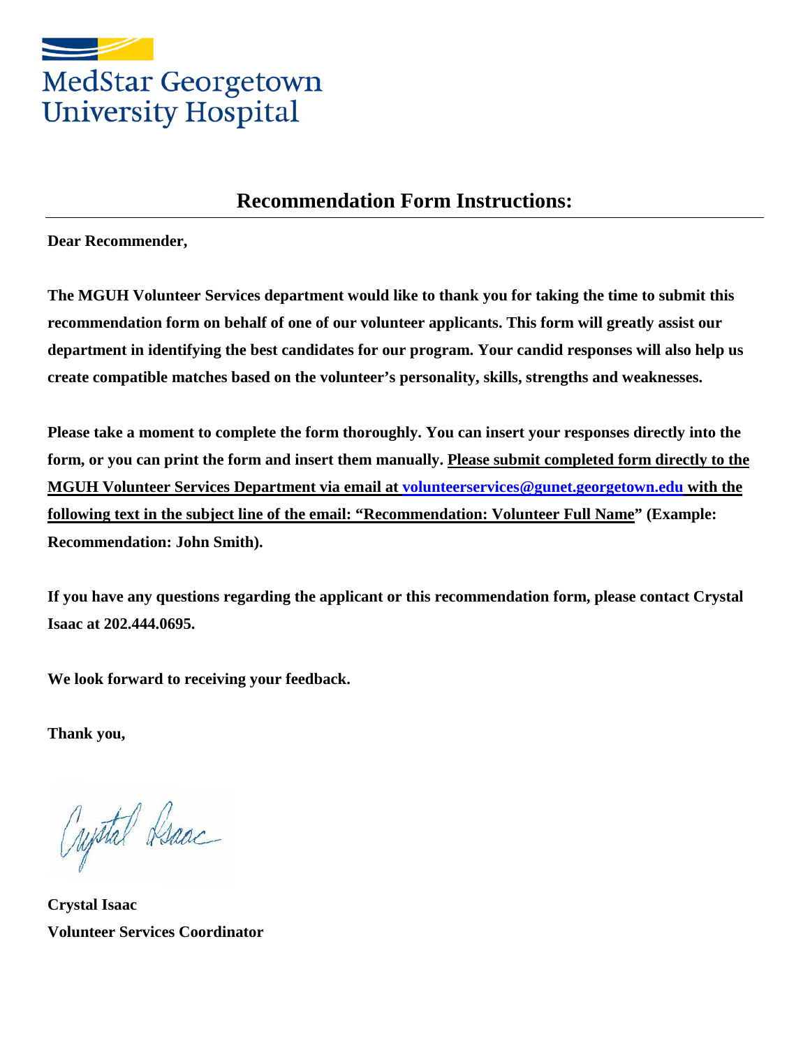MedStar Georgetown University Hospital

## Recommendation Form Instructions:

**Dear Recommender,**

**The MGUH Volunteer Services department would like to thank you for taking the time to submit this recommendation form on behalf of one of our volunteer applicants. This form will greatly assist our department in identifying the best candidates for our program. Your candid responses will also help us create compatible matches based on the volunteer's personality, skills, strengths and weaknesses.**

**Please take a moment to complete the form thoroughly. You can insert your responses directly into the form, or you can print the form and insert them manually. Please submit completed form directly to the MGUH Volunteer Services Department via email at volunteerservices@gunet.georgetown.edu with the following text in the subject line of the email: "Recommendation: Volunteer Full Name" (Example: Recommendation: John Smith).**

**If you have any questions regarding the applicant or this recommendation form, please contact Crystal Isaac at 202.444.0695.**

**We look forward to receiving your feedback.**

**Thank you,**

*Crystal Isaac*

**Crystal Isaac**
**Volunteer Services Coordinator**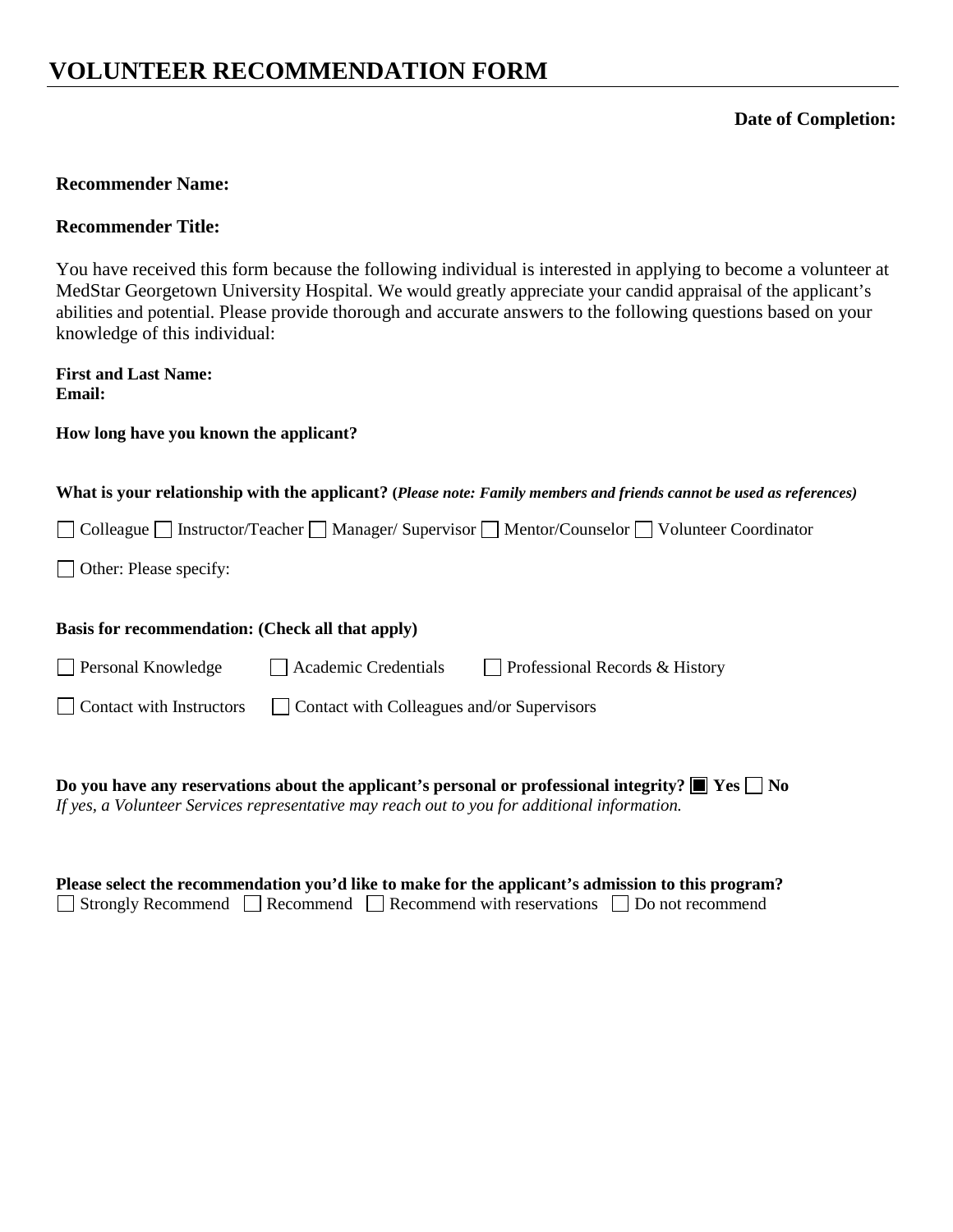# VOLUNTEER RECOMMENDATION FORM

**Date of Completion:**

**Recommender Name:**

**Recommender Title:**

You have received this form because the following individual is interested in applying to become a volunteer at MedStar Georgetown University Hospital. We would greatly appreciate your candid appraisal of the applicant's abilities and potential. Please provide thorough and accurate answers to the following questions based on your knowledge of this individual:

**First and Last Name:**
**Email:**

**How long have you known the applicant?**

**What is your relationship with the applicant? (*Please note: Family members and friends cannot be used as references*)**

☐ Colleague ☐ Instructor/Teacher ☐ Manager/ Supervisor ☐ Mentor/Counselor ☐ Volunteer Coordinator

☐ Other: Please specify:

**Basis for recommendation: (Check all that apply)**

☐ Personal Knowledge ☐ Academic Credentials ☐ Professional Records & History

☐ Contact with Instructors ☐ Contact with Colleagues and/or Supervisors

**Do you have any reservations about the applicant's personal or professional integrity? ■ Yes ☐ No**
*If yes, a Volunteer Services representative may reach out to you for additional information.*

**Please select the recommendation you'd like to make for the applicant's admission to this program?**
☐ Strongly Recommend ☐ Recommend ☐ Recommend with reservations ☐ Do not recommend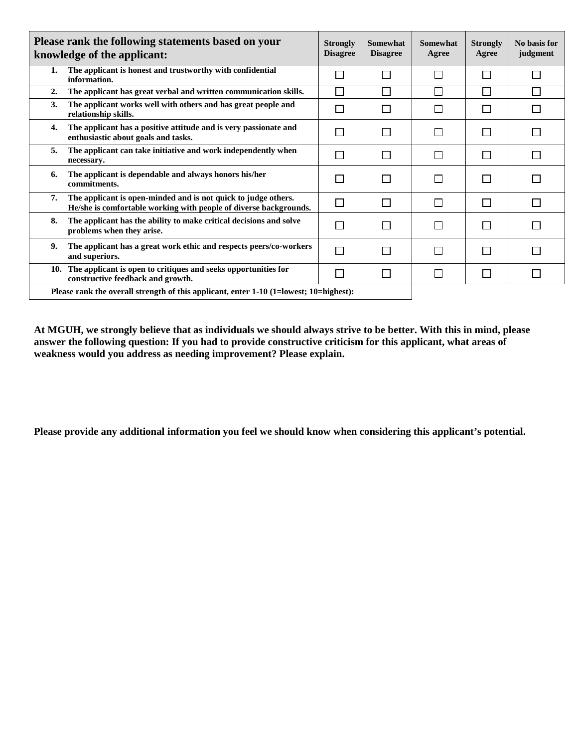| Please rank the following statements based on your knowledge of the applicant: | Strongly Disagree | Somewhat Disagree | Somewhat Agree | Strongly Agree | No basis for judgment |
|---|---|---|---|---|---|
| 1. The applicant is honest and trustworthy with confidential information. | ☐ | ☐ | ☐ | ☐ | ☐ |
| 2. The applicant has great verbal and written communication skills. | ☐ | ☐ | ☐ | ☐ | ☐ |
| 3. The applicant works well with others and has great people and relationship skills. | ☐ | ☐ | ☐ | ☐ | ☐ |
| 4. The applicant has a positive attitude and is very passionate and enthusiastic about goals and tasks. | ☐ | ☐ | ☐ | ☐ | ☐ |
| 5. The applicant can take initiative and work independently when necessary. | ☐ | ☐ | ☐ | ☐ | ☐ |
| 6. The applicant is dependable and always honors his/her commitments. | ☐ | ☐ | ☐ | ☐ | ☐ |
| 7. The applicant is open-minded and is not quick to judge others. He/she is comfortable working with people of diverse backgrounds. | ☐ | ☐ | ☐ | ☐ | ☐ |
| 8. The applicant has the ability to make critical decisions and solve problems when they arise. | ☐ | ☐ | ☐ | ☐ | ☐ |
| 9. The applicant has a great work ethic and respects peers/co-workers and superiors. | ☐ | ☐ | ☐ | ☐ | ☐ |
| 10. The applicant is open to critiques and seeks opportunities for constructive feedback and growth. | ☐ | ☐ | ☐ | ☐ | ☐ |
| Please rank the overall strength of this applicant, enter 1-10 (1=lowest; 10=highest): | | | | | |

**At MGUH, we strongly believe that as individuals we should always strive to be better. With this in mind, please answer the following question: If you had to provide constructive criticism for this applicant, what areas of weakness would you address as needing improvement? Please explain.**

**Please provide any additional information you feel we should know when considering this applicant's potential.**